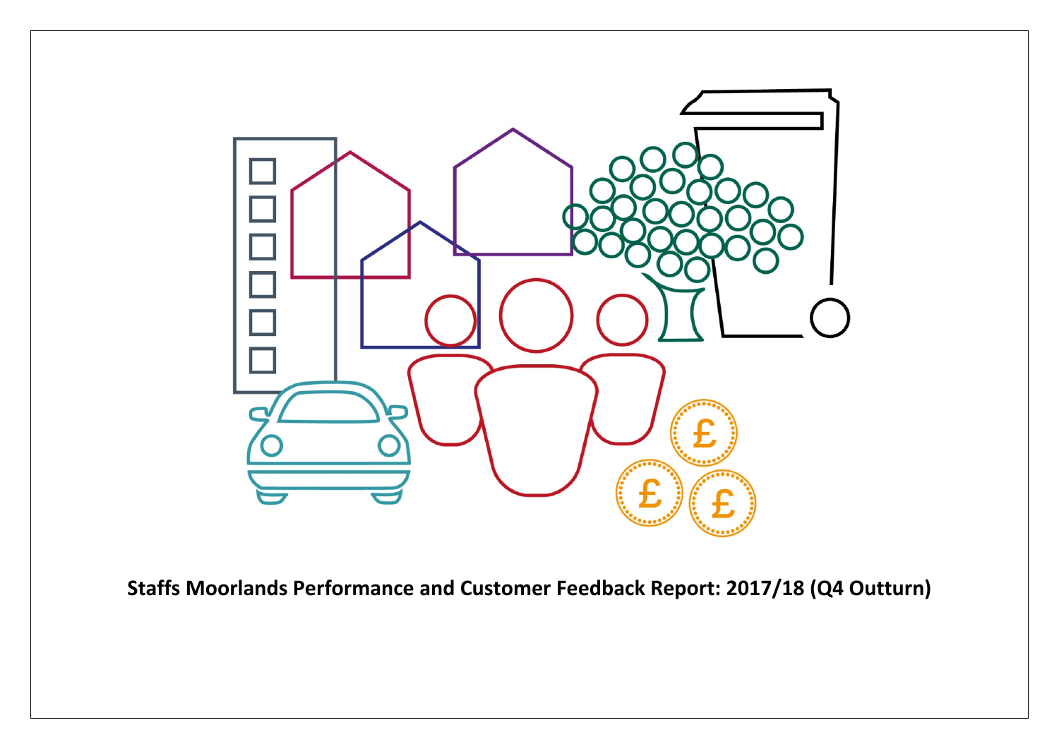**Staffs Moorlands Performance and Customer Feedback Report: 2017/18 (Q4 Outturn)**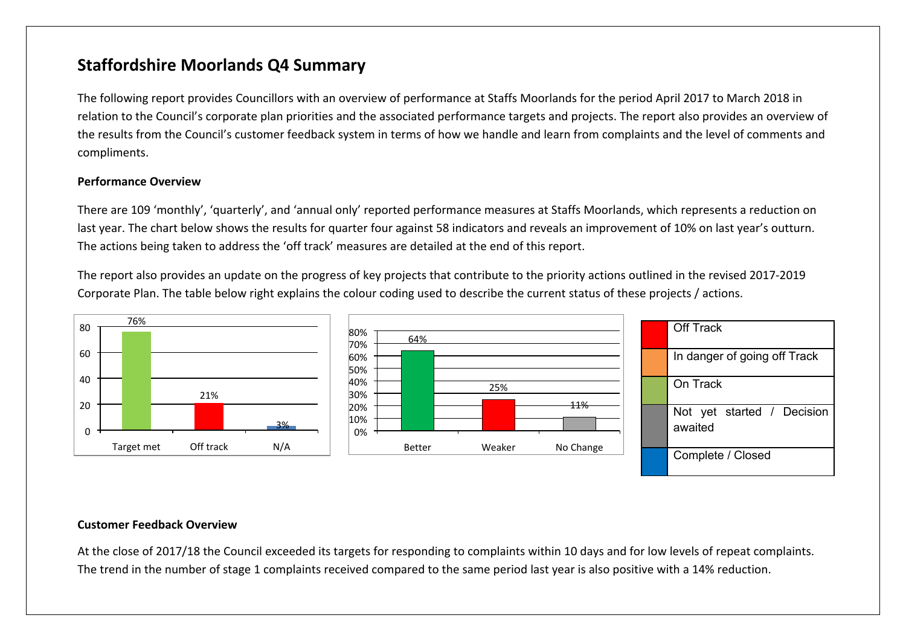## Staffordshire Moorlands Q4 Summary

The following report provides Councillors with an overview of performance at Staffs Moorlands for the period April 2017 to March 2018 in relation to the Council's corporate plan priorities and the associated performance targets and projects. The report also provides an overview of the results from the Council's customer feedback system in terms of how we handle and learn from complaints and the level of comments and compliments.

**Performance Overview**

There are 109 'monthly', 'quarterly', and 'annual only' reported performance measures at Staffs Moorlands, which represents a reduction on last year. The chart below shows the results for quarter four against 58 indicators and reveals an improvement of 10% on last year's outturn. The actions being taken to address the 'off track' measures are detailed at the end of this report.

The report also provides an update on the progress of key projects that contribute to the priority actions outlined in the revised 2017-2019 Corporate Plan. The table below right explains the colour coding used to describe the current status of these projects / actions.

| Category | Value |
|---|---|
| Target met | 76% |
| Off track | 21% |
| N/A | 3% |

| Category | Value |
|---|---|
| Better | 64% |
| Weaker | 25% |
| No Change | 11% |

| Colour | Status |
|---|---|
| Red | Off Track |
| Orange | In danger of going off Track |
| Green | On Track |
| Grey | Not yet started / Decision awaited |
| Blue | Complete / Closed |

**Customer Feedback Overview**

At the close of 2017/18 the Council exceeded its targets for responding to complaints within 10 days and for low levels of repeat complaints. The trend in the number of stage 1 complaints received compared to the same period last year is also positive with a 14% reduction.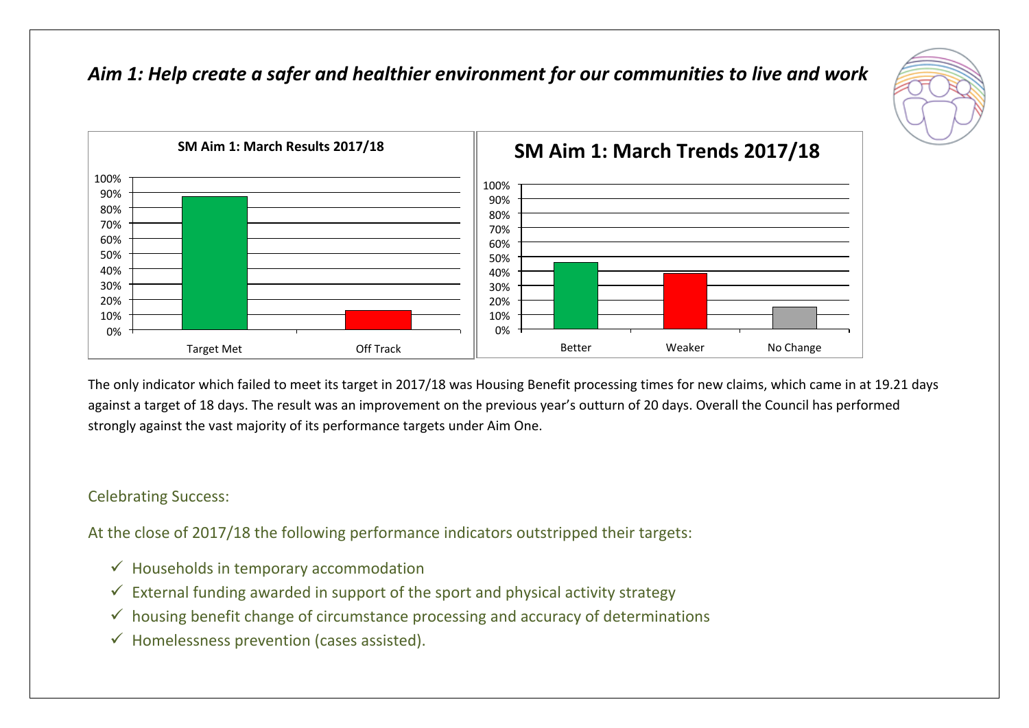## *Aim 1: Help create a safer and healthier environment for our communities to live and work*

The only indicator which failed to meet its target in 2017/18 was Housing Benefit processing times for new claims, which came in at 19.21 days against a target of 18 days. The result was an improvement on the previous year's outturn of 20 days. Overall the Council has performed strongly against the vast majority of its performance targets under Aim One.

Celebrating Success:

At the close of 2017/18 the following performance indicators outstripped their targets:

- ✓ Households in temporary accommodation
- ✓ External funding awarded in support of the sport and physical activity strategy
- ✓ housing benefit change of circumstance processing and accuracy of determinations
- ✓ Homelessness prevention (cases assisted).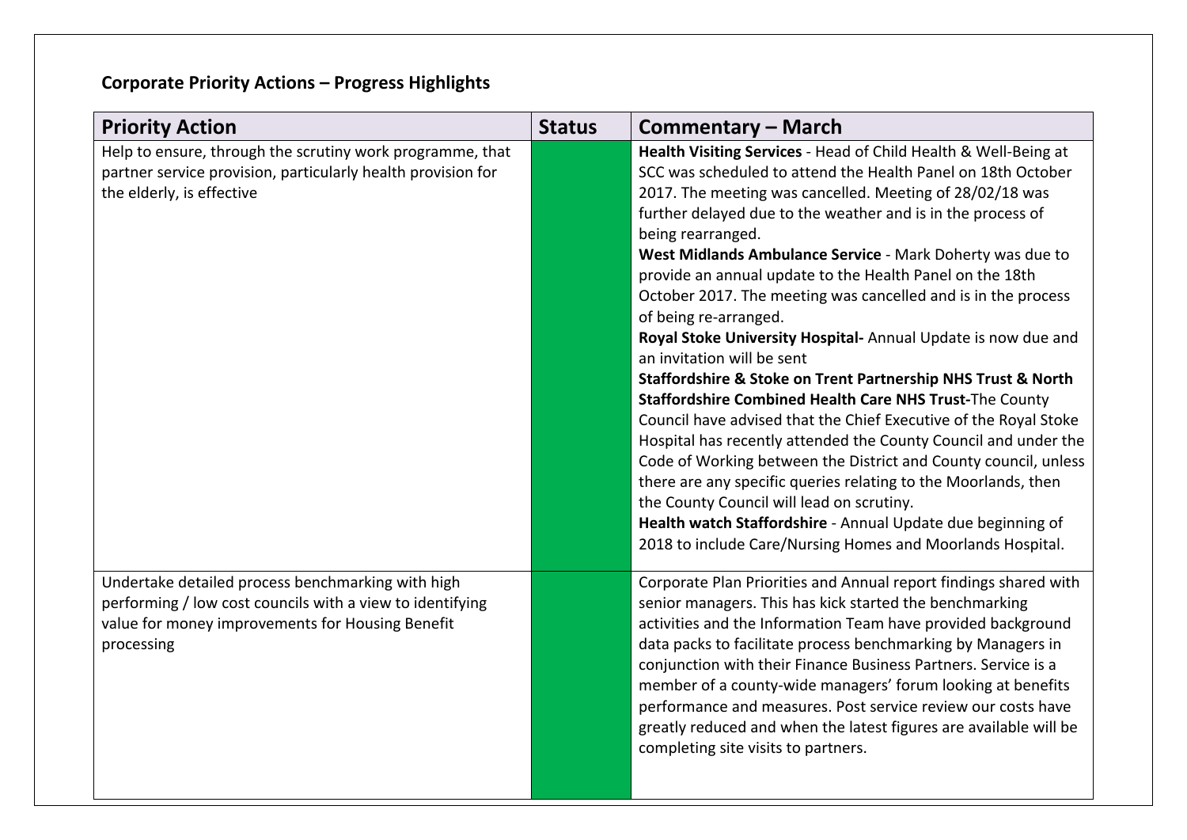**Corporate Priority Actions – Progress Highlights**

| Priority Action | Status | Commentary – March |
| --- | --- | --- |
| Help to ensure, through the scrutiny work programme, that partner service provision, particularly health provision for the elderly, is effective | | **Health Visiting Services** - Head of Child Health & Well-Being at SCC was scheduled to attend the Health Panel on 18th October 2017. The meeting was cancelled. Meeting of 28/02/18 was further delayed due to the weather and is in the process of being rearranged.<br>**West Midlands Ambulance Service** - Mark Doherty was due to provide an annual update to the Health Panel on the 18th October 2017. The meeting was cancelled and is in the process of being re-arranged.<br>**Royal Stoke University Hospital-** Annual Update is now due and an invitation will be sent<br>**Staffordshire & Stoke on Trent Partnership NHS Trust & North Staffordshire Combined Health Care NHS Trust-**The County Council have advised that the Chief Executive of the Royal Stoke Hospital has recently attended the County Council and under the Code of Working between the District and County council, unless there are any specific queries relating to the Moorlands, then the County Council will lead on scrutiny.<br>**Health watch Staffordshire** - Annual Update due beginning of 2018 to include Care/Nursing Homes and Moorlands Hospital. |
| Undertake detailed process benchmarking with high performing / low cost councils with a view to identifying value for money improvements for Housing Benefit processing | | Corporate Plan Priorities and Annual report findings shared with senior managers. This has kick started the benchmarking activities and the Information Team have provided background data packs to facilitate process benchmarking by Managers in conjunction with their Finance Business Partners. Service is a member of a county-wide managers' forum looking at benefits performance and measures. Post service review our costs have greatly reduced and when the latest figures are available will be completing site visits to partners. |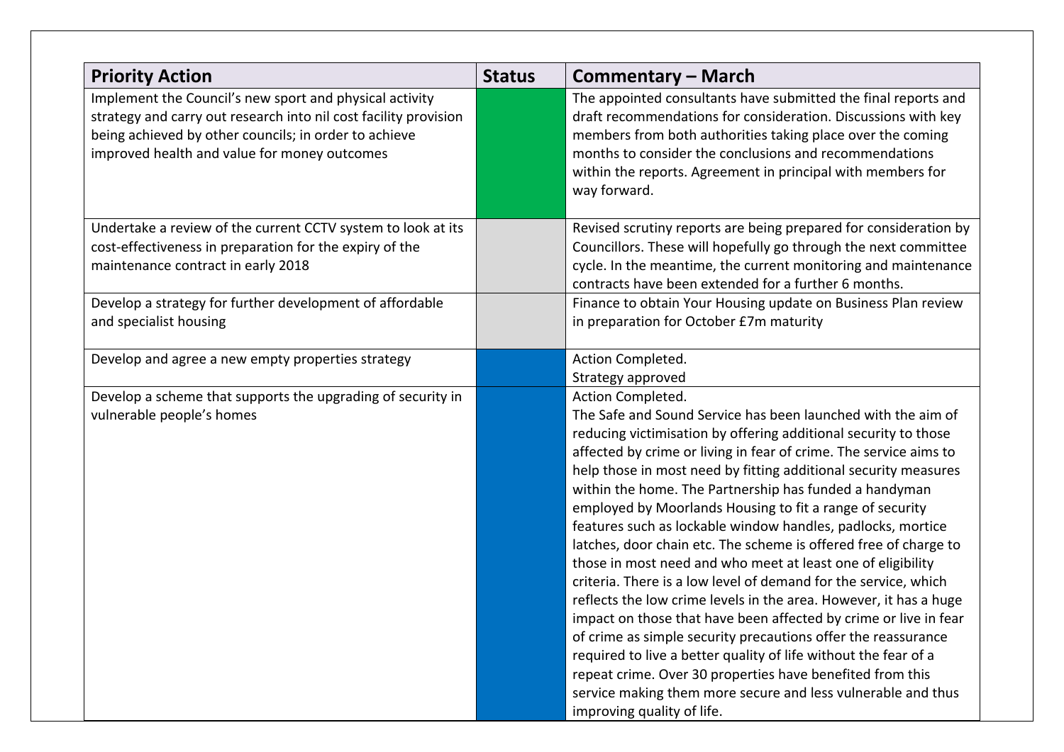| Priority Action | Status | Commentary – March |
|---|---|---|
| Implement the Council's new sport and physical activity strategy and carry out research into nil cost facility provision being achieved by other councils; in order to achieve improved health and value for money outcomes | | The appointed consultants have submitted the final reports and draft recommendations for consideration. Discussions with key members from both authorities taking place over the coming months to consider the conclusions and recommendations within the reports. Agreement in principal with members for way forward. |
| Undertake a review of the current CCTV system to look at its cost-effectiveness in preparation for the expiry of the maintenance contract in early 2018 | | Revised scrutiny reports are being prepared for consideration by Councillors. These will hopefully go through the next committee cycle. In the meantime, the current monitoring and maintenance contracts have been extended for a further 6 months. |
| Develop a strategy for further development of affordable and specialist housing | | Finance to obtain Your Housing update on Business Plan review in preparation for October £7m maturity |
| Develop and agree a new empty properties strategy | | Action Completed.<br>Strategy approved |
| Develop a scheme that supports the upgrading of security in vulnerable people's homes | | Action Completed.<br>The Safe and Sound Service has been launched with the aim of reducing victimisation by offering additional security to those affected by crime or living in fear of crime. The service aims to help those in most need by fitting additional security measures within the home. The Partnership has funded a handyman employed by Moorlands Housing to fit a range of security features such as lockable window handles, padlocks, mortice latches, door chain etc. The scheme is offered free of charge to those in most need and who meet at least one of eligibility criteria. There is a low level of demand for the service, which reflects the low crime levels in the area. However, it has a huge impact on those that have been affected by crime or live in fear of crime as simple security precautions offer the reassurance required to live a better quality of life without the fear of a repeat crime. Over 30 properties have benefited from this service making them more secure and less vulnerable and thus improving quality of life. |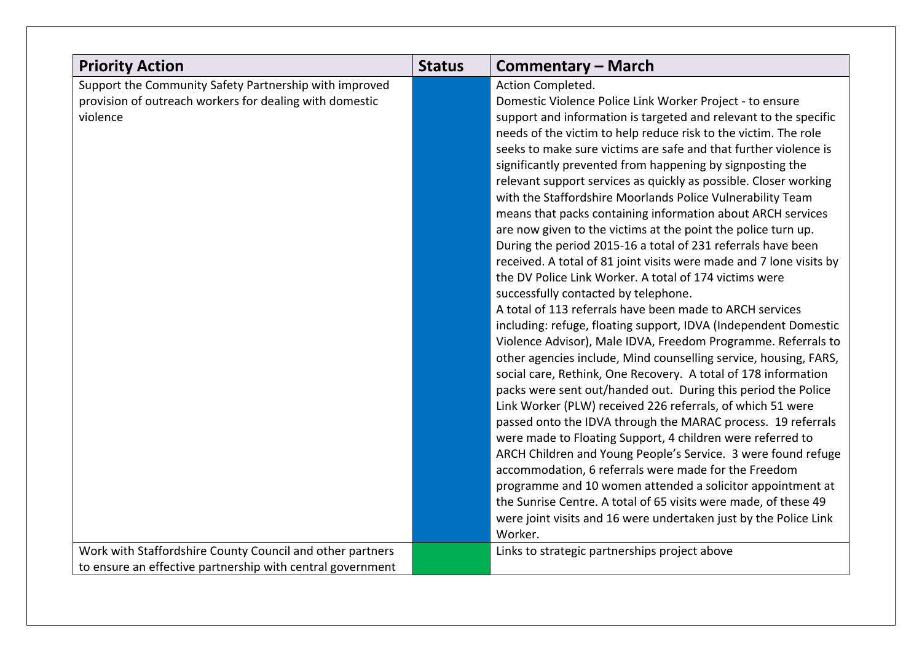| Priority Action | Status | Commentary – March |
|---|---|---|
| Support the Community Safety Partnership with improved provision of outreach workers for dealing with domestic violence | | Action Completed.<br>Domestic Violence Police Link Worker Project - to ensure support and information is targeted and relevant to the specific needs of the victim to help reduce risk to the victim. The role seeks to make sure victims are safe and that further violence is significantly prevented from happening by signposting the relevant support services as quickly as possible. Closer working with the Staffordshire Moorlands Police Vulnerability Team means that packs containing information about ARCH services are now given to the victims at the point the police turn up. During the period 2015-16 a total of 231 referrals have been received. A total of 81 joint visits were made and 7 lone visits by the DV Police Link Worker. A total of 174 victims were successfully contacted by telephone.<br>A total of 113 referrals have been made to ARCH services including: refuge, floating support, IDVA (Independent Domestic Violence Advisor), Male IDVA, Freedom Programme. Referrals to other agencies include, Mind counselling service, housing, FARS, social care, Rethink, One Recovery. A total of 178 information packs were sent out/handed out. During this period the Police Link Worker (PLW) received 226 referrals, of which 51 were passed onto the IDVA through the MARAC process. 19 referrals were made to Floating Support, 4 children were referred to ARCH Children and Young People's Service. 3 were found refuge accommodation, 6 referrals were made for the Freedom programme and 10 women attended a solicitor appointment at the Sunrise Centre. A total of 65 visits were made, of these 49 were joint visits and 16 were undertaken just by the Police Link Worker. |
| Work with Staffordshire County Council and other partners to ensure an effective partnership with central government | | Links to strategic partnerships project above |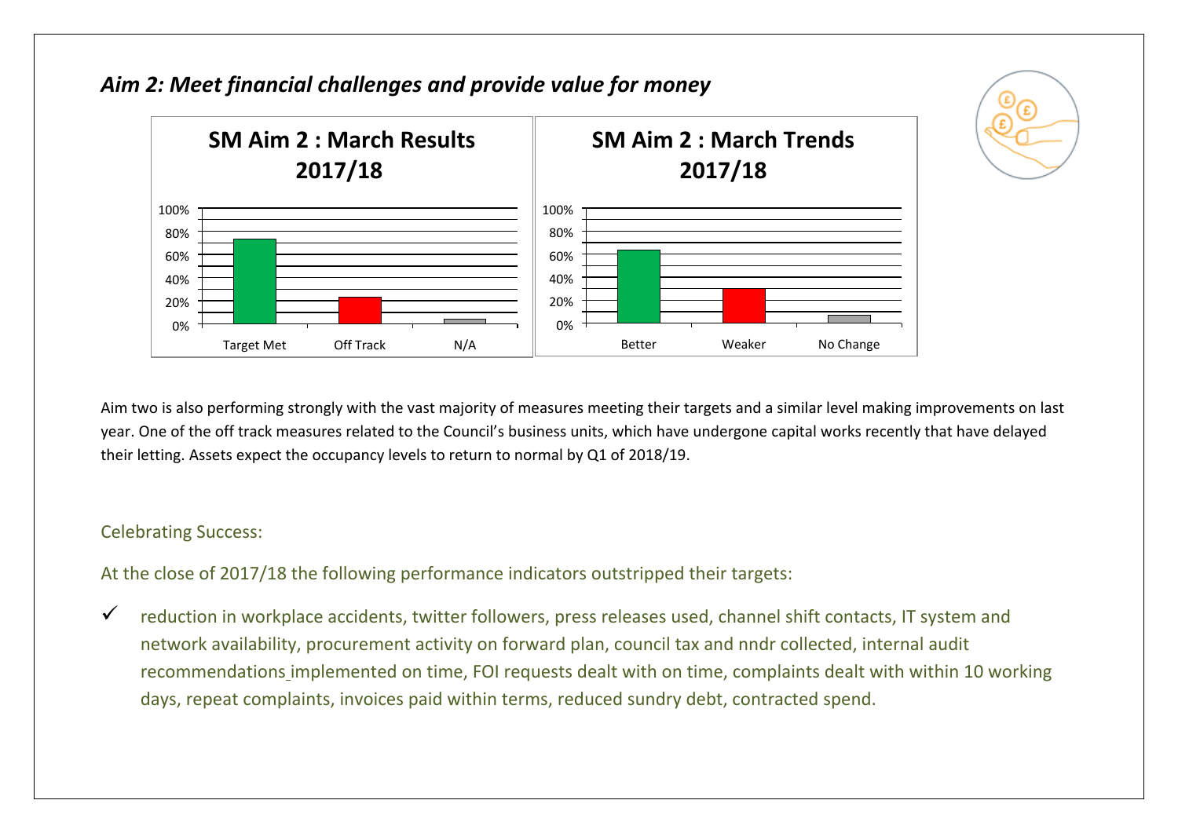## *Aim 2: Meet financial challenges and provide value for money*

**SM Aim 2 : March Results 2017/18**

**SM Aim 2 : March Trends 2017/18**

Aim two is also performing strongly with the vast majority of measures meeting their targets and a similar level making improvements on last year. One of the off track measures related to the Council's business units, which have undergone capital works recently that have delayed their letting. Assets expect the occupancy levels to return to normal by Q1 of 2018/19.

Celebrating Success:

At the close of 2017/18 the following performance indicators outstripped their targets:

- ✓ reduction in workplace accidents, twitter followers, press releases used, channel shift contacts, IT system and network availability, procurement activity on forward plan, council tax and nndr collected, internal audit recommendations implemented on time, FOI requests dealt with on time, complaints dealt with within 10 working days, repeat complaints, invoices paid within terms, reduced sundry debt, contracted spend.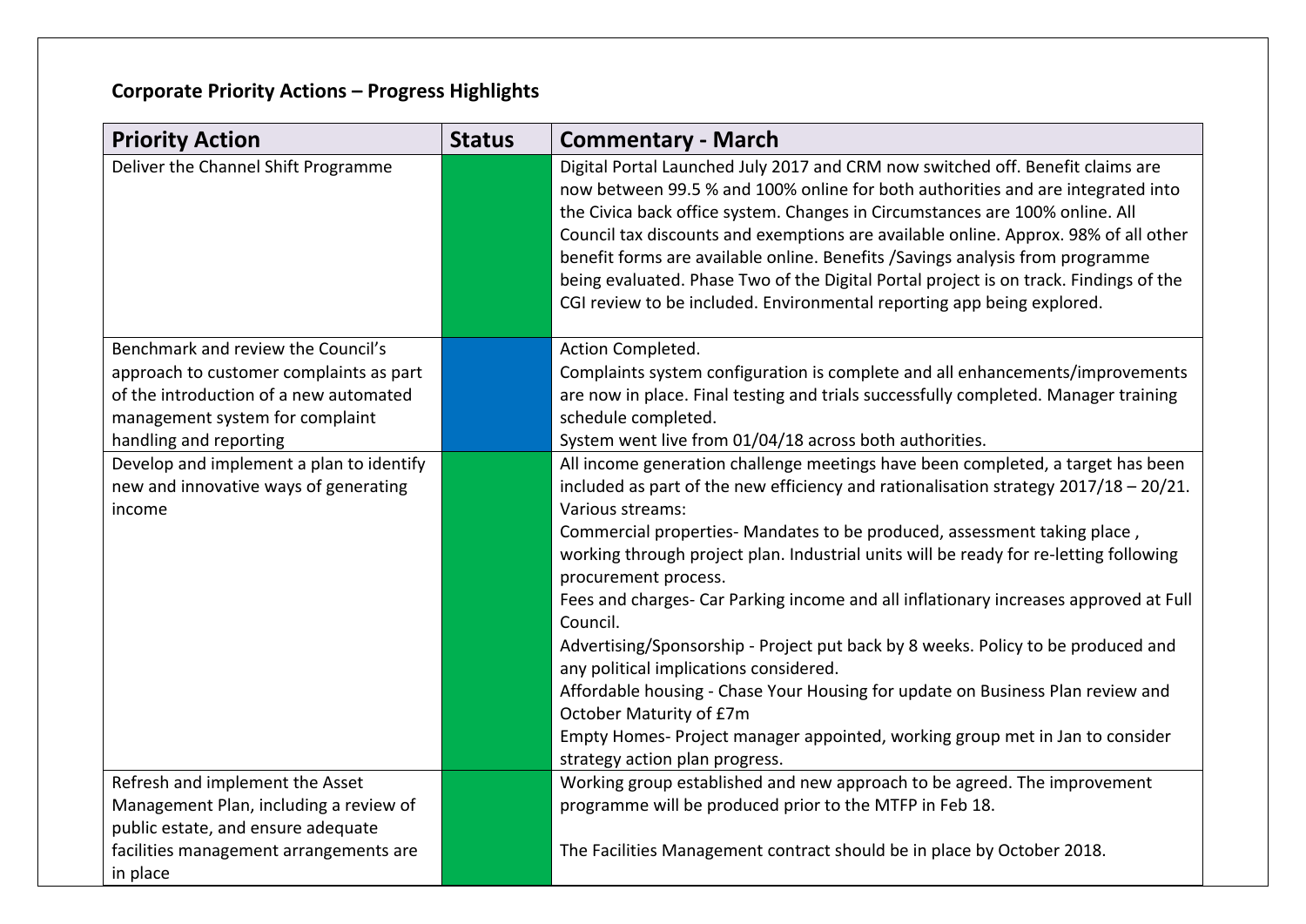**Corporate Priority Actions – Progress Highlights**

| Priority Action | Status | Commentary - March |
|---|---|---|
| Deliver the Channel Shift Programme | | Digital Portal Launched July 2017 and CRM now switched off. Benefit claims are now between 99.5 % and 100% online for both authorities and are integrated into the Civica back office system. Changes in Circumstances are 100% online. All Council tax discounts and exemptions are available online. Approx. 98% of all other benefit forms are available online. Benefits /Savings analysis from programme being evaluated. Phase Two of the Digital Portal project is on track. Findings of the CGI review to be included. Environmental reporting app being explored. |
| Benchmark and review the Council's approach to customer complaints as part of the introduction of a new automated management system for complaint handling and reporting | | Action Completed.<br>Complaints system configuration is complete and all enhancements/improvements are now in place. Final testing and trials successfully completed. Manager training schedule completed.<br>System went live from 01/04/18 across both authorities. |
| Develop and implement a plan to identify new and innovative ways of generating income | | All income generation challenge meetings have been completed, a target has been included as part of the new efficiency and rationalisation strategy 2017/18 – 20/21.<br>Various streams:<br>Commercial properties- Mandates to be produced, assessment taking place , working through project plan. Industrial units will be ready for re-letting following procurement process.<br>Fees and charges- Car Parking income and all inflationary increases approved at Full Council.<br>Advertising/Sponsorship - Project put back by 8 weeks. Policy to be produced and any political implications considered.<br>Affordable housing - Chase Your Housing for update on Business Plan review and October Maturity of £7m<br>Empty Homes- Project manager appointed, working group met in Jan to consider strategy action plan progress. |
| Refresh and implement the Asset Management Plan, including a review of public estate, and ensure adequate facilities management arrangements are in place | | Working group established and new approach to be agreed. The improvement programme will be produced prior to the MTFP in Feb 18.<br><br>The Facilities Management contract should be in place by October 2018. |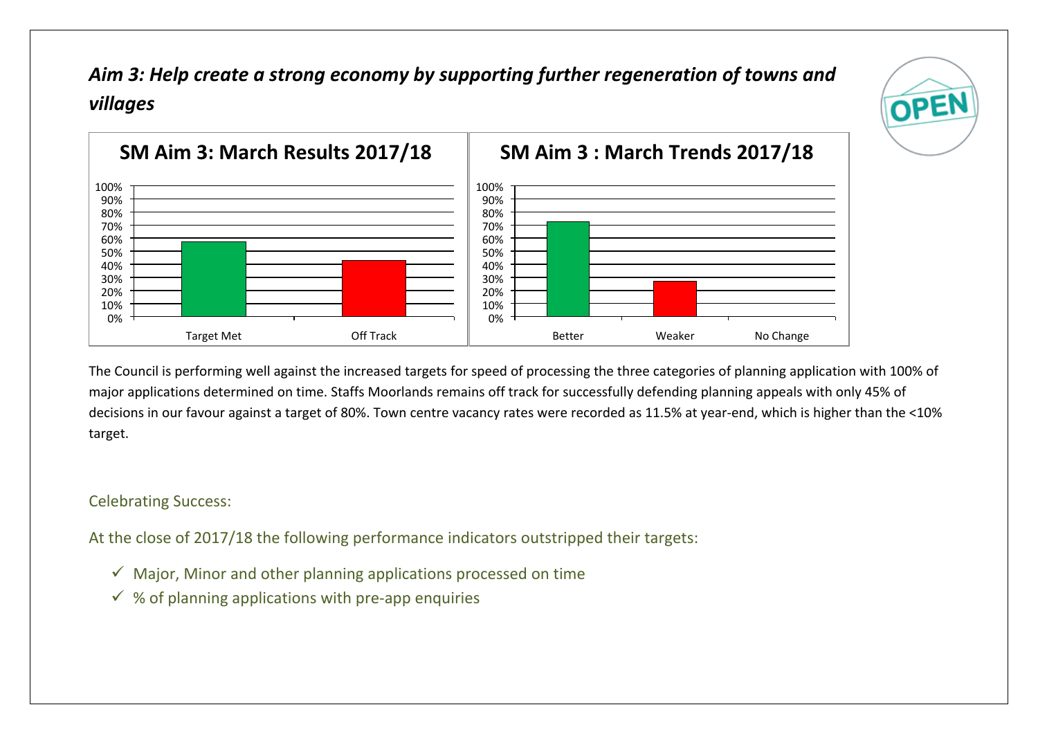## *Aim 3: Help create a strong economy by supporting further regeneration of towns and villages*

**SM Aim 3: March Results 2017/18**

| Category | Value |
|---|---|
| Target Met | ~57% |
| Off Track | ~43% |

**SM Aim 3 : March Trends 2017/18**

| Category | Value |
|---|---|
| Better | ~72% |
| Weaker | ~27% |
| No Change | 0% |

The Council is performing well against the increased targets for speed of processing the three categories of planning application with 100% of major applications determined on time. Staffs Moorlands remains off track for successfully defending planning appeals with only 45% of decisions in our favour against a target of 80%. Town centre vacancy rates were recorded as 11.5% at year-end, which is higher than the <10% target.

Celebrating Success:

At the close of 2017/18 the following performance indicators outstripped their targets:

- ✓ Major, Minor and other planning applications processed on time
- ✓ % of planning applications with pre-app enquiries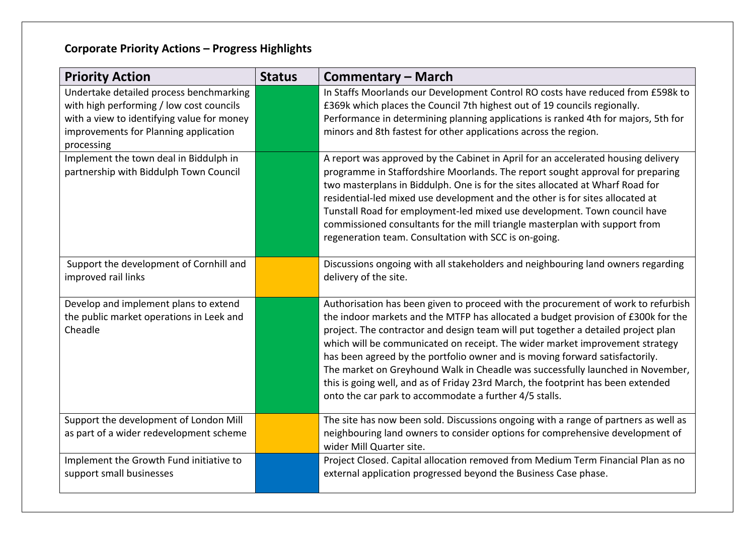## Corporate Priority Actions – Progress Highlights

| Priority Action | Status | Commentary – March |
|---|---|---|
| Undertake detailed process benchmarking with high performing / low cost councils with a view to identifying value for money improvements for Planning application processing | | In Staffs Moorlands our Development Control RO costs have reduced from £598k to £369k which places the Council 7th highest out of 19 councils regionally. Performance in determining planning applications is ranked 4th for majors, 5th for minors and 8th fastest for other applications across the region. |
| Implement the town deal in Biddulph in partnership with Biddulph Town Council | | A report was approved by the Cabinet in April for an accelerated housing delivery programme in Staffordshire Moorlands. The report sought approval for preparing two masterplans in Biddulph. One is for the sites allocated at Wharf Road for residential-led mixed use development and the other is for sites allocated at Tunstall Road for employment-led mixed use development. Town council have commissioned consultants for the mill triangle masterplan with support from regeneration team. Consultation with SCC is on-going. |
| Support the development of Cornhill and improved rail links | | Discussions ongoing with all stakeholders and neighbouring land owners regarding delivery of the site. |
| Develop and implement plans to extend the public market operations in Leek and Cheadle | | Authorisation has been given to proceed with the procurement of work to refurbish the indoor markets and the MTFP has allocated a budget provision of £300k for the project. The contractor and design team will put together a detailed project plan which will be communicated on receipt. The wider market improvement strategy has been agreed by the portfolio owner and is moving forward satisfactorily. The market on Greyhound Walk in Cheadle was successfully launched in November, this is going well, and as of Friday 23rd March, the footprint has been extended onto the car park to accommodate a further 4/5 stalls. |
| Support the development of London Mill as part of a wider redevelopment scheme | | The site has now been sold. Discussions ongoing with a range of partners as well as neighbouring land owners to consider options for comprehensive development of wider Mill Quarter site. |
| Implement the Growth Fund initiative to support small businesses | | Project Closed. Capital allocation removed from Medium Term Financial Plan as no external application progressed beyond the Business Case phase. |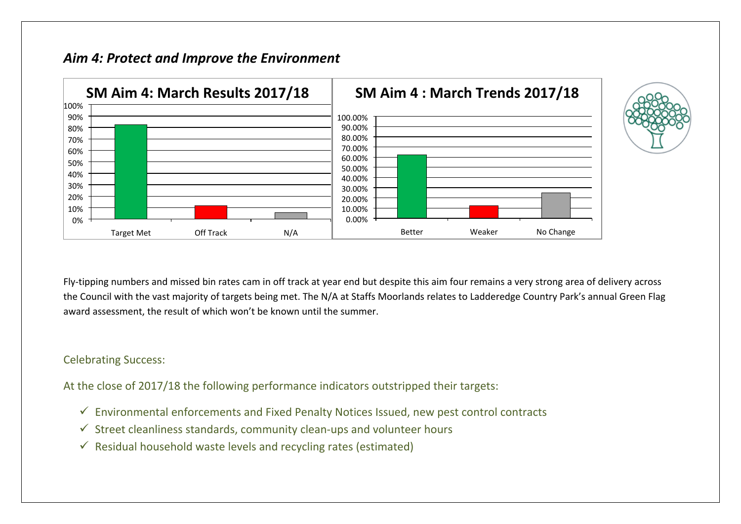## *Aim 4: Protect and Improve the Environment*

**SM Aim 4: March Results 2017/18**

**SM Aim 4 : March Trends 2017/18**

Fly-tipping numbers and missed bin rates cam in off track at year end but despite this aim four remains a very strong area of delivery across the Council with the vast majority of targets being met. The N/A at Staffs Moorlands relates to Ladderedge Country Park's annual Green Flag award assessment, the result of which won't be known until the summer.

Celebrating Success:

At the close of 2017/18 the following performance indicators outstripped their targets:

- ✓ Environmental enforcements and Fixed Penalty Notices Issued, new pest control contracts
- ✓ Street cleanliness standards, community clean-ups and volunteer hours
- ✓ Residual household waste levels and recycling rates (estimated)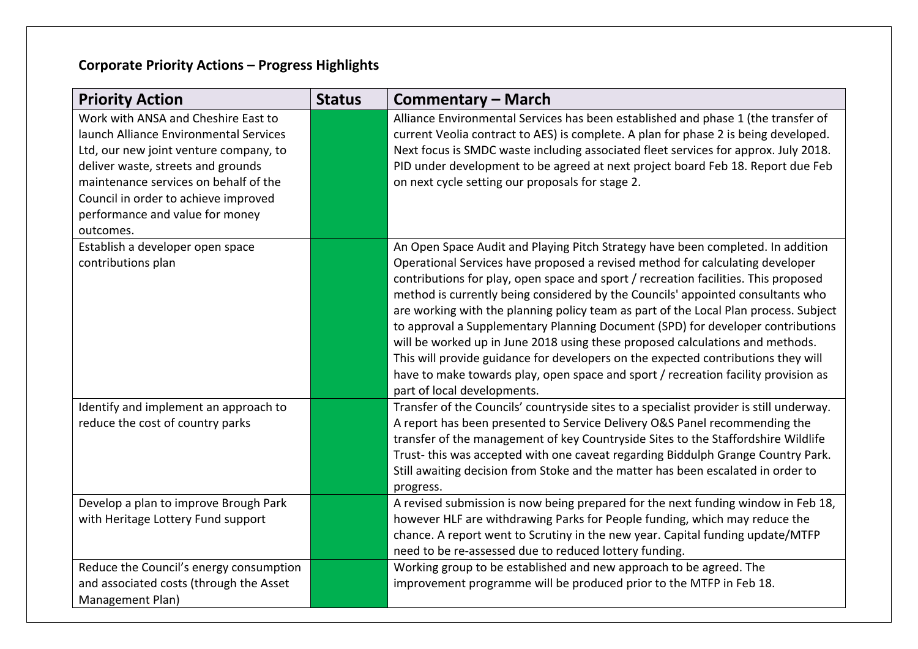## Corporate Priority Actions – Progress Highlights

| Priority Action | Status | Commentary – March |
|---|---|---|
| Work with ANSA and Cheshire East to launch Alliance Environmental Services Ltd, our new joint venture company, to deliver waste, streets and grounds maintenance services on behalf of the Council in order to achieve improved performance and value for money outcomes. | | Alliance Environmental Services has been established and phase 1 (the transfer of current Veolia contract to AES) is complete. A plan for phase 2 is being developed. Next focus is SMDC waste including associated fleet services for approx. July 2018. PID under development to be agreed at next project board Feb 18. Report due Feb on next cycle setting our proposals for stage 2. |
| Establish a developer open space contributions plan | | An Open Space Audit and Playing Pitch Strategy have been completed. In addition Operational Services have proposed a revised method for calculating developer contributions for play, open space and sport / recreation facilities. This proposed method is currently being considered by the Councils' appointed consultants who are working with the planning policy team as part of the Local Plan process. Subject to approval a Supplementary Planning Document (SPD) for developer contributions will be worked up in June 2018 using these proposed calculations and methods. This will provide guidance for developers on the expected contributions they will have to make towards play, open space and sport / recreation facility provision as part of local developments. |
| Identify and implement an approach to reduce the cost of country parks | | Transfer of the Councils' countryside sites to a specialist provider is still underway. A report has been presented to Service Delivery O&S Panel recommending the transfer of the management of key Countryside Sites to the Staffordshire Wildlife Trust- this was accepted with one caveat regarding Biddulph Grange Country Park. Still awaiting decision from Stoke and the matter has been escalated in order to progress. |
| Develop a plan to improve Brough Park with Heritage Lottery Fund support | | A revised submission is now being prepared for the next funding window in Feb 18, however HLF are withdrawing Parks for People funding, which may reduce the chance. A report went to Scrutiny in the new year. Capital funding update/MTFP need to be re-assessed due to reduced lottery funding. |
| Reduce the Council's energy consumption and associated costs (through the Asset Management Plan) | | Working group to be established and new approach to be agreed. The improvement programme will be produced prior to the MTFP in Feb 18. |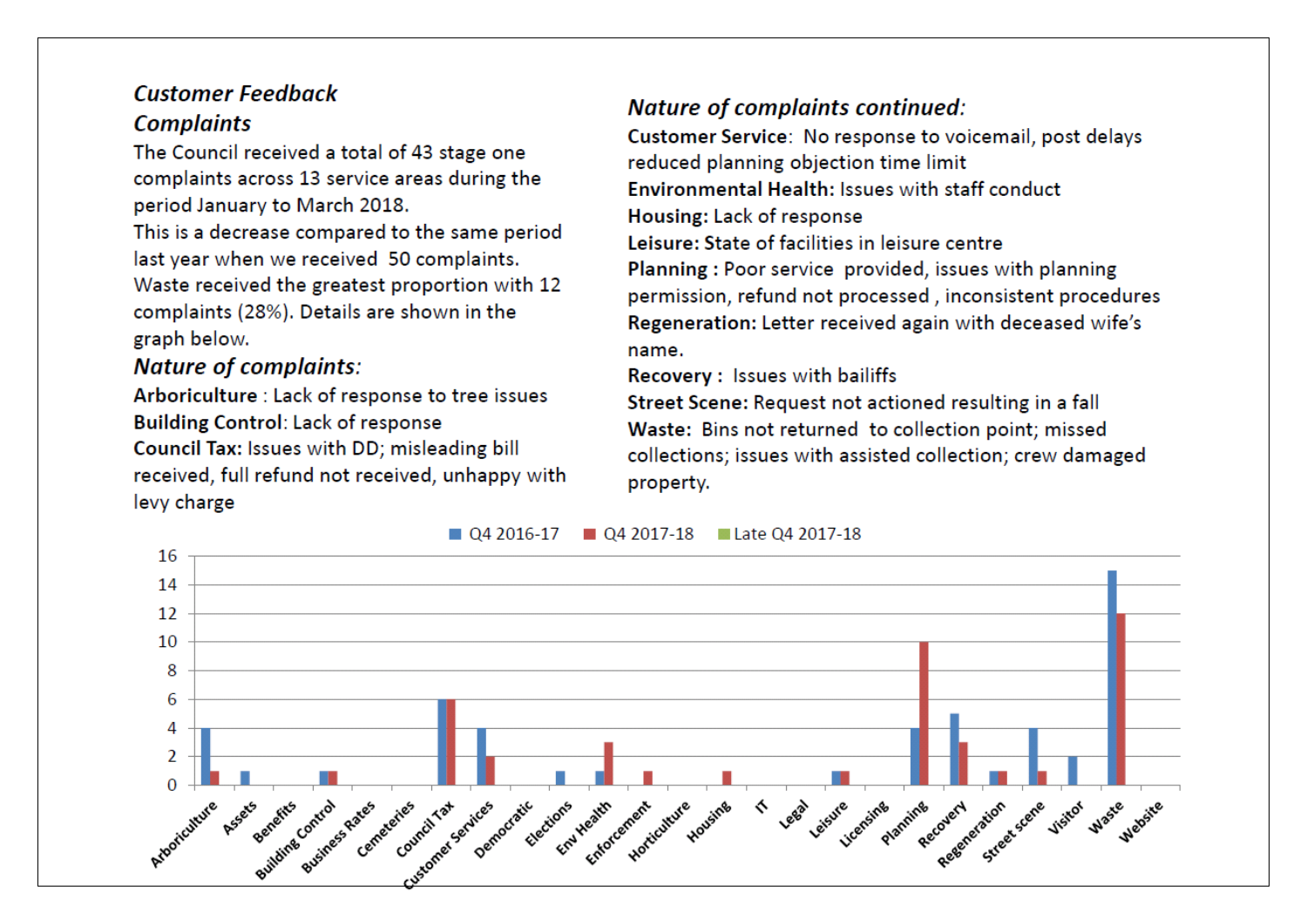## *Customer Feedback*

### *Complaints*

The Council received a total of 43 stage one complaints across 13 service areas during the period January to March 2018.

This is a decrease compared to the same period last year when we received 50 complaints. Waste received the greatest proportion with 12 complaints (28%). Details are shown in the graph below.

### *Nature of complaints:*

**Arboriculture** : Lack of response to tree issues

**Building Control**: Lack of response

**Council Tax:** Issues with DD; misleading bill received, full refund not received, unhappy with levy charge

### *Nature of complaints continued:*

**Customer Service**: No response to voicemail, post delays reduced planning objection time limit

**Environmental Health:** Issues with staff conduct

**Housing:** Lack of response

**Leisure:** State of facilities in leisure centre

**Planning :** Poor service provided, issues with planning permission, refund not processed , inconsistent procedures

**Regeneration:** Letter received again with deceased wife's name.

**Recovery :** Issues with bailiffs

**Street Scene:** Request not actioned resulting in a fall

**Waste:** Bins not returned to collection point; missed collections; issues with assisted collection; crew damaged property.

| Service area | Q4 2016-17 | Q4 2017-18 | Late Q4 2017-18 |
|---|---|---|---|
| Arboriculture | 4 | 1 | |
| Assets | 1 | 0 | |
| Benefits | 0 | 0 | |
| Building Control | 1 | 1 | |
| Business Rates | 0 | 0 | |
| Cemeteries | 0 | 0 | |
| Council Tax | 6 | 6 | |
| Customer Services | 4 | 2 | |
| Democratic | 0 | 0 | |
| Elections | 1 | 0 | |
| Env Health | 1 | 3 | |
| Enforcement | 0 | 1 | |
| Horticulture | 0 | 0 | |
| Housing | 0 | 1 | |
| IT | 0 | 0 | |
| Legal | 0 | 0 | |
| Leisure | 1 | 1 | |
| Licensing | 0 | 0 | |
| Planning | 4 | 10 | |
| Recovery | 5 | 3 | |
| Regeneration | 1 | 1 | |
| Street scene | 4 | 1 | |
| Visitor | 2 | 0 | |
| Waste | 15 | 12 | |
| Website | 0 | 0 | |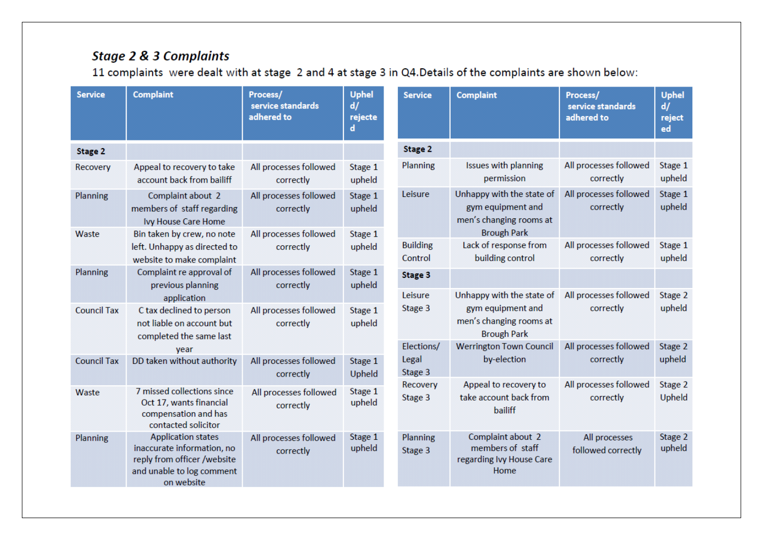### *Stage 2 & 3 Complaints*

11 complaints were dealt with at stage 2 and 4 at stage 3 in Q4. Details of the complaints are shown below:

| Service | Complaint | Process/ service standards adhered to | Upheld/ rejected |
|---|---|---|---|
| **Stage 2** | | | |
| Recovery | Appeal to recovery to take account back from bailiff | All processes followed correctly | Stage 1 upheld |
| Planning | Complaint about 2 members of staff regarding Ivy House Care Home | All processes followed correctly | Stage 1 upheld |
| Waste | Bin taken by crew, no note left. Unhappy as directed to website to make complaint | All processes followed correctly | Stage 1 upheld |
| Planning | Complaint re approval of previous planning application | All processes followed correctly | Stage 1 upheld |
| Council Tax | C tax declined to person not liable on account but completed the same last year | All processes followed correctly | Stage 1 upheld |
| Council Tax | DD taken without authority | All processes followed correctly | Stage 1 Upheld |
| Waste | 7 missed collections since Oct 17, wants financial compensation and has contacted solicitor | All processes followed correctly | Stage 1 upheld |
| Planning | Application states inaccurate information, no reply from officer /website and unable to log comment on website | All processes followed correctly | Stage 1 upheld |
| Planning | Issues with planning permission | All processes followed correctly | Stage 1 upheld |
| Leisure | Unhappy with the state of gym equipment and men's changing rooms at Brough Park | All processes followed correctly | Stage 1 upheld |
| Building Control | Lack of response from building control | All processes followed correctly | Stage 1 upheld |
| **Stage 3** | | | |
| Leisure Stage 3 | Unhappy with the state of gym equipment and men's changing rooms at Brough Park | All processes followed correctly | Stage 2 upheld |
| Elections/ Legal Stage 3 | Werrington Town Council by-election | All processes followed correctly | Stage 2 upheld |
| Recovery Stage 3 | Appeal to recovery to take account back from bailiff | All processes followed correctly | Stage 2 Upheld |
| Planning Stage 3 | Complaint about 2 members of staff regarding Ivy House Care Home | All processes followed correctly | Stage 2 upheld |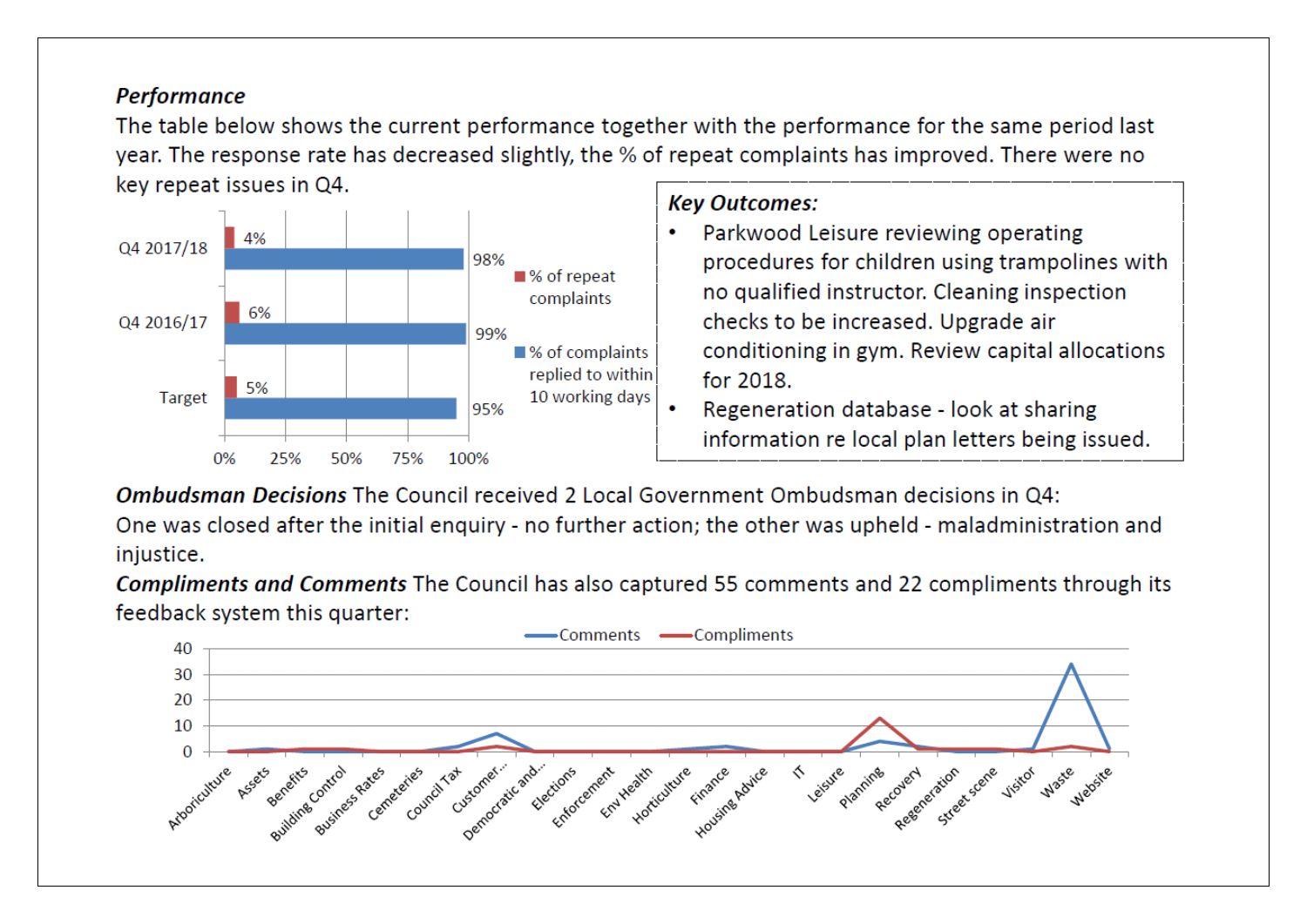***Performance***

The table below shows the current performance together with the performance for the same period last year. The response rate has decreased slightly, the % of repeat complaints has improved. There were no key repeat issues in Q4.

| | % of repeat complaints | % of complaints replied to within 10 working days |
|---|---|---|
| Q4 2017/18 | 4% | 98% |
| Q4 2016/17 | 6% | 99% |
| Target | 5% | 95% |

***Key Outcomes:***

- Parkwood Leisure reviewing operating procedures for children using trampolines with no qualified instructor. Cleaning inspection checks to be increased. Upgrade air conditioning in gym. Review capital allocations for 2018.
- Regeneration database - look at sharing information re local plan letters being issued.

***Ombudsman Decisions*** The Council received 2 Local Government Ombudsman decisions in Q4: One was closed after the initial enquiry - no further action; the other was upheld - maladministration and injustice.

***Compliments and Comments*** The Council has also captured 55 comments and 22 compliments through its feedback system this quarter: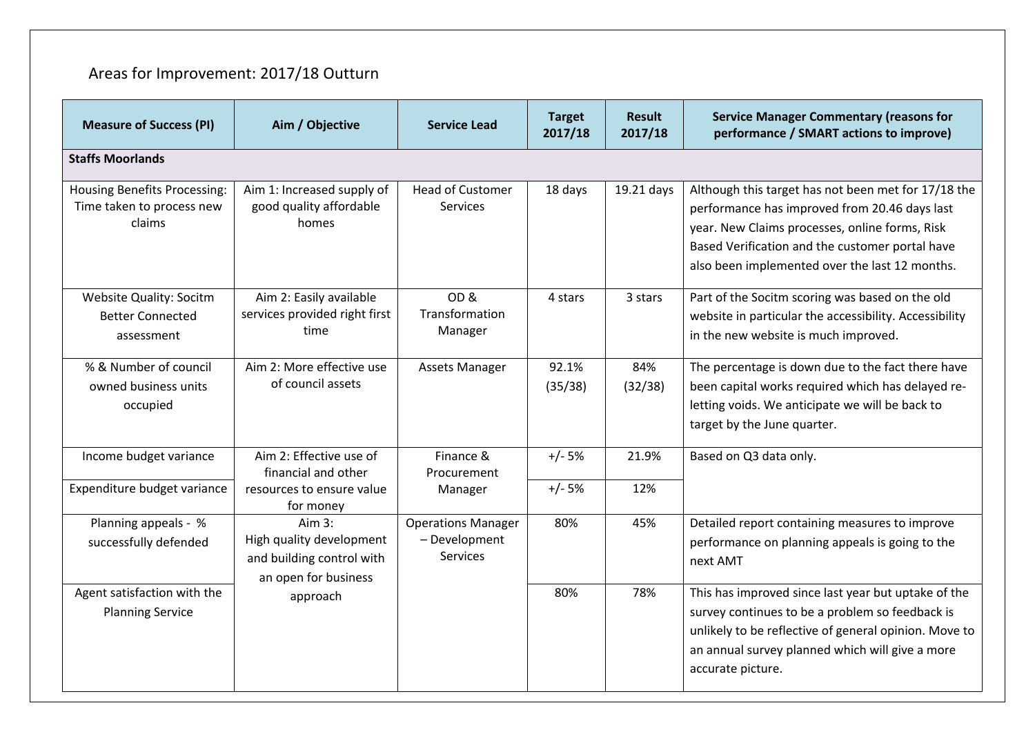# Areas for Improvement: 2017/18 Outturn

| Measure of Success (PI) | Aim / Objective | Service Lead | Target 2017/18 | Result 2017/18 | Service Manager Commentary (reasons for performance / SMART actions to improve) |
|---|---|---|---|---|---|
| **Staffs Moorlands** | | | | | |
| Housing Benefits Processing: Time taken to process new claims | Aim 1: Increased supply of good quality affordable homes | Head of Customer Services | 18 days | 19.21 days | Although this target has not been met for 17/18 the performance has improved from 20.46 days last year. New Claims processes, online forms, Risk Based Verification and the customer portal have also been implemented over the last 12 months. |
| Website Quality: Socitm Better Connected assessment | Aim 2: Easily available services provided right first time | OD & Transformation Manager | 4 stars | 3 stars | Part of the Socitm scoring was based on the old website in particular the accessibility. Accessibility in the new website is much improved. |
| % & Number of council owned business units occupied | Aim 2: More effective use of council assets | Assets Manager | 92.1% (35/38) | 84% (32/38) | The percentage is down due to the fact there have been capital works required which has delayed re-letting voids. We anticipate we will be back to target by the June quarter. |
| Income budget variance | Aim 2: Effective use of financial and other resources to ensure value for money | Finance & Procurement Manager | +/- 5% | 21.9% | Based on Q3 data only. |
| Expenditure budget variance | | | +/- 5% | 12% | |
| Planning appeals - % successfully defended | Aim 3: High quality development and building control with an open for business approach | Operations Manager – Development Services | 80% | 45% | Detailed report containing measures to improve performance on planning appeals is going to the next AMT |
| Agent satisfaction with the Planning Service | | | 80% | 78% | This has improved since last year but uptake of the survey continues to be a problem so feedback is unlikely to be reflective of general opinion. Move to an annual survey planned which will give a more accurate picture. |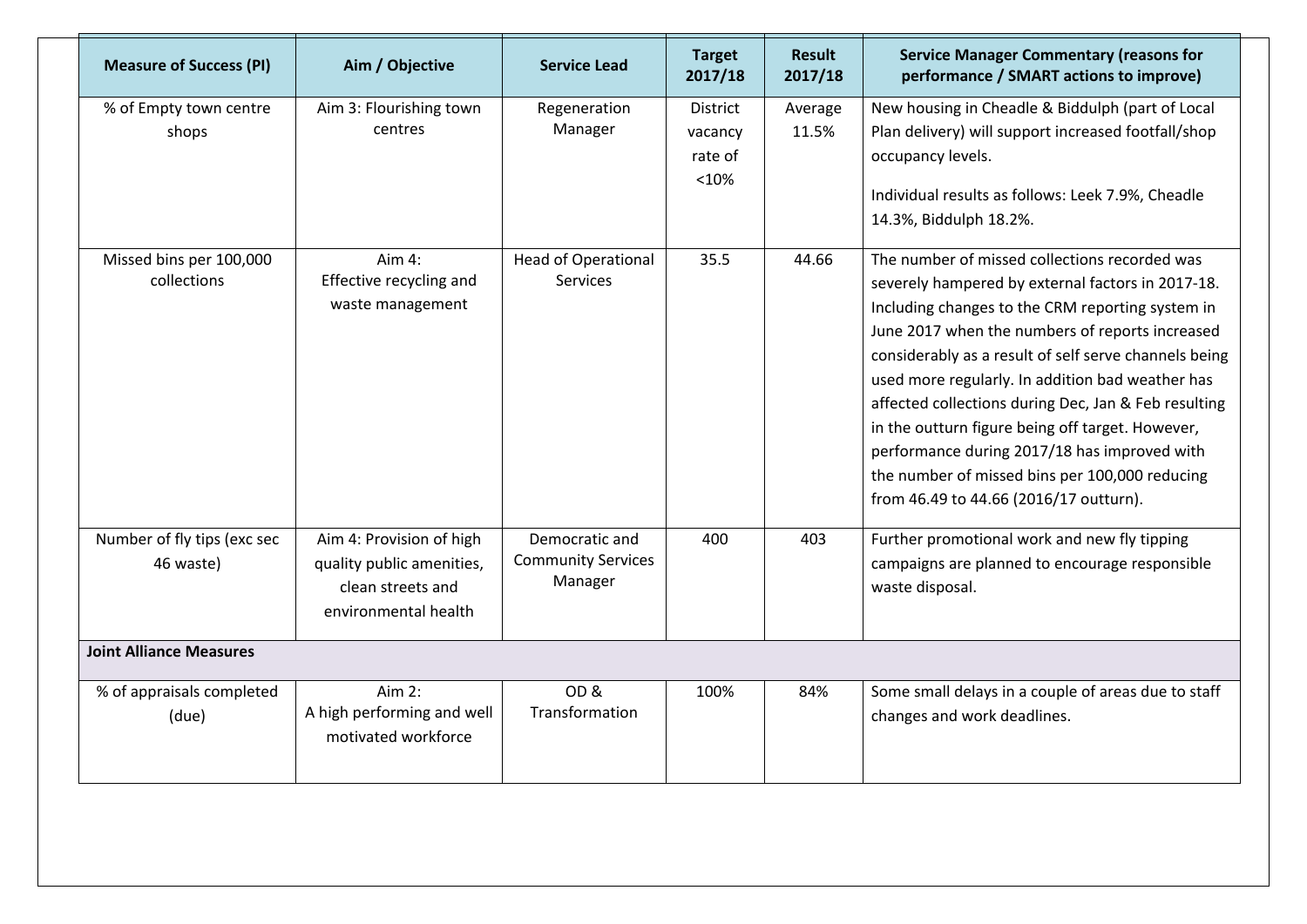| Measure of Success (PI) | Aim / Objective | Service Lead | Target 2017/18 | Result 2017/18 | Service Manager Commentary (reasons for performance / SMART actions to improve) |
|---|---|---|---|---|---|
| % of Empty town centre shops | Aim 3: Flourishing town centres | Regeneration Manager | District vacancy rate of <10% | Average 11.5% | New housing in Cheadle & Biddulph (part of Local Plan delivery) will support increased footfall/shop occupancy levels.<br><br>Individual results as follows: Leek 7.9%, Cheadle 14.3%, Biddulph 18.2%. |
| Missed bins per 100,000 collections | Aim 4: Effective recycling and waste management | Head of Operational Services | 35.5 | 44.66 | The number of missed collections recorded was severely hampered by external factors in 2017-18. Including changes to the CRM reporting system in June 2017 when the numbers of reports increased considerably as a result of self serve channels being used more regularly. In addition bad weather has affected collections during Dec, Jan & Feb resulting in the outturn figure being off target. However, performance during 2017/18 has improved with the number of missed bins per 100,000 reducing from 46.49 to 44.66 (2016/17 outturn). |
| Number of fly tips (exc sec 46 waste) | Aim 4: Provision of high quality public amenities, clean streets and environmental health | Democratic and Community Services Manager | 400 | 403 | Further promotional work and new fly tipping campaigns are planned to encourage responsible waste disposal. |
| **Joint Alliance Measures** | | | | | |
| % of appraisals completed (due) | Aim 2: A high performing and well motivated workforce | OD & Transformation | 100% | 84% | Some small delays in a couple of areas due to staff changes and work deadlines. |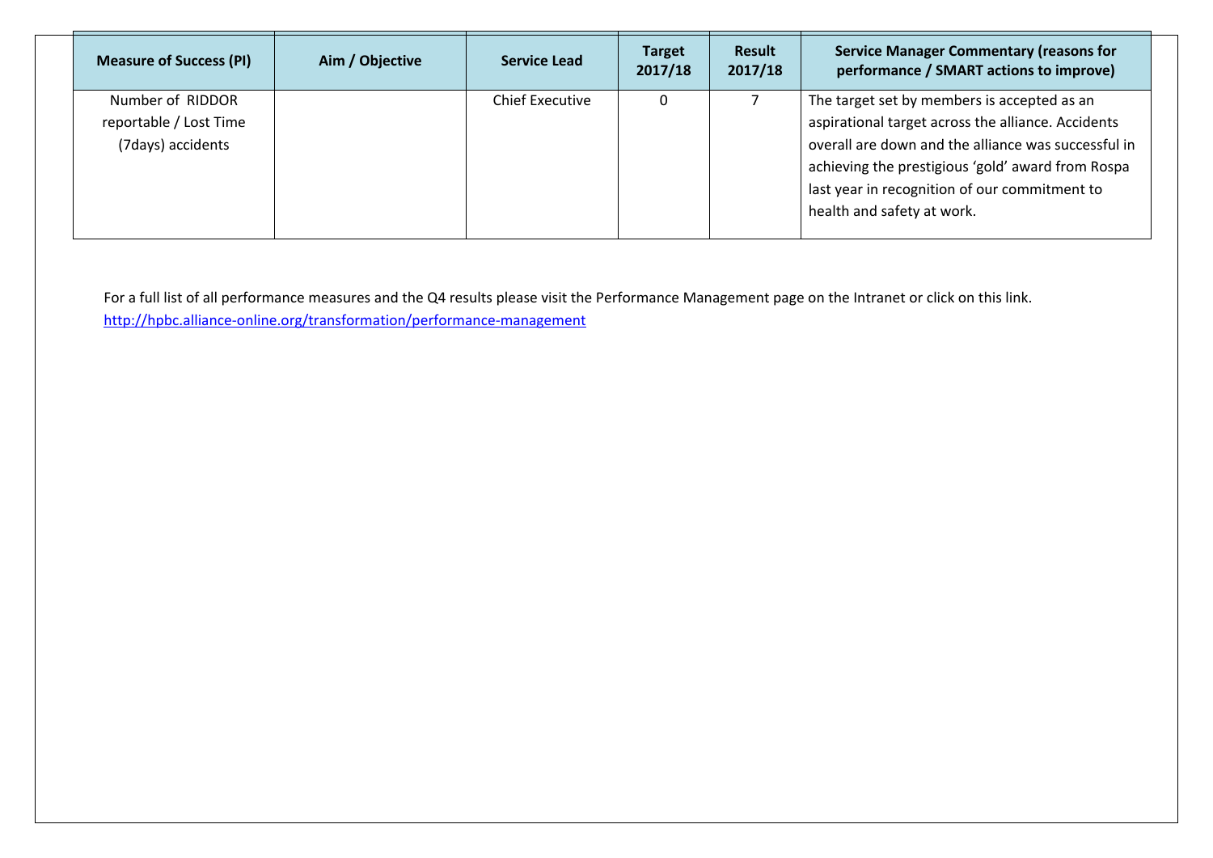| Measure of Success (PI) | Aim / Objective | Service Lead | Target 2017/18 | Result 2017/18 | Service Manager Commentary (reasons for performance / SMART actions to improve) |
|---|---|---|---|---|---|
| Number of RIDDOR reportable / Lost Time (7days) accidents | | Chief Executive | 0 | 7 | The target set by members is accepted as an aspirational target across the alliance. Accidents overall are down and the alliance was successful in achieving the prestigious 'gold' award from Rospa last year in recognition of our commitment to health and safety at work. |

For a full list of all performance measures and the Q4 results please visit the Performance Management page on the Intranet or click on this link. http://hpbc.alliance-online.org/transformation/performance-management